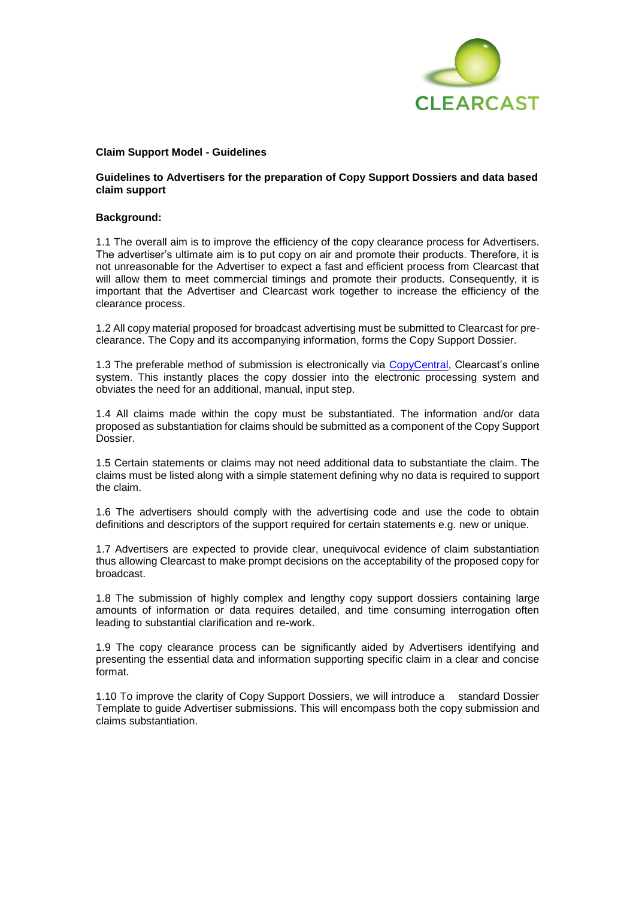CLEARCAST

**Claim Support Model - Guidelines**

**Guidelines to Advertisers for the preparation of Copy Support Dossiers and data based claim support**

**Background:**

1.1 The overall aim is to improve the efficiency of the copy clearance process for Advertisers. The advertiser's ultimate aim is to put copy on air and promote their products. Therefore, it is not unreasonable for the Advertiser to expect a fast and efficient process from Clearcast that will allow them to meet commercial timings and promote their products. Consequently, it is important that the Advertiser and Clearcast work together to increase the efficiency of the clearance process.

1.2 All copy material proposed for broadcast advertising must be submitted to Clearcast for pre-clearance. The Copy and its accompanying information, forms the Copy Support Dossier.

1.3 The preferable method of submission is electronically via CopyCentral, Clearcast's online system. This instantly places the copy dossier into the electronic processing system and obviates the need for an additional, manual, input step.

1.4 All claims made within the copy must be substantiated. The information and/or data proposed as substantiation for claims should be submitted as a component of the Copy Support Dossier.

1.5 Certain statements or claims may not need additional data to substantiate the claim. The claims must be listed along with a simple statement defining why no data is required to support the claim.

1.6 The advertisers should comply with the advertising code and use the code to obtain definitions and descriptors of the support required for certain statements e.g. new or unique.

1.7 Advertisers are expected to provide clear, unequivocal evidence of claim substantiation thus allowing Clearcast to make prompt decisions on the acceptability of the proposed copy for broadcast.

1.8 The submission of highly complex and lengthy copy support dossiers containing large amounts of information or data requires detailed, and time consuming interrogation often leading to substantial clarification and re-work.

1.9 The copy clearance process can be significantly aided by Advertisers identifying and presenting the essential data and information supporting specific claim in a clear and concise format.

1.10 To improve the clarity of Copy Support Dossiers, we will introduce a standard Dossier Template to guide Advertiser submissions. This will encompass both the copy submission and claims substantiation.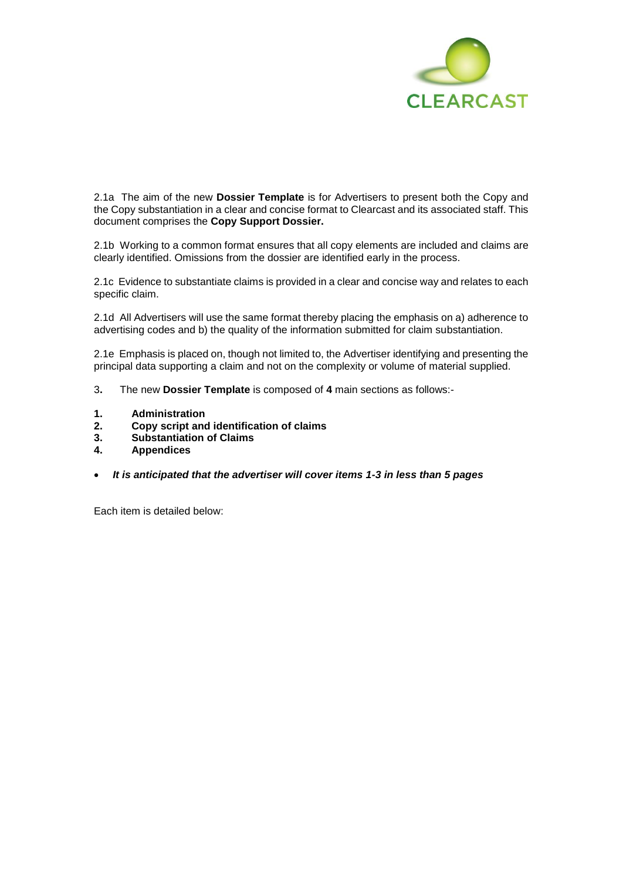2.1a The aim of the new **Dossier Template** is for Advertisers to present both the Copy and the Copy substantiation in a clear and concise format to Clearcast and its associated staff. This document comprises the **Copy Support Dossier.**

2.1b Working to a common format ensures that all copy elements are included and claims are clearly identified. Omissions from the dossier are identified early in the process.

2.1c Evidence to substantiate claims is provided in a clear and concise way and relates to each specific claim.

2.1d All Advertisers will use the same format thereby placing the emphasis on a) adherence to advertising codes and b) the quality of the information submitted for claim substantiation.

2.1e Emphasis is placed on, though not limited to, the Advertiser identifying and presenting the principal data supporting a claim and not on the complexity or volume of material supplied.

3**.** The new **Dossier Template** is composed of **4** main sections as follows:-

1. **Administration**
2. **Copy script and identification of claims**
3. **Substantiation of Claims**
4. **Appendices**

- ***It is anticipated that the advertiser will cover items 1-3 in less than 5 pages***

Each item is detailed below: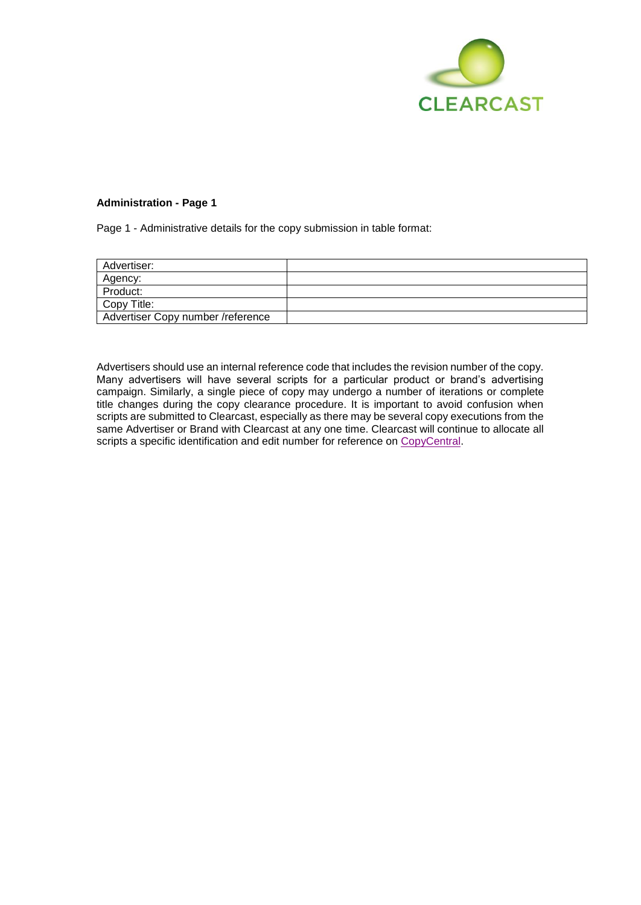**Administration - Page 1**

Page 1 - Administrative details for the copy submission in table format:

| | |
|---|---|
| Advertiser: | |
| Agency: | |
| Product: | |
| Copy Title: | |
| Advertiser Copy number /reference | |

Advertisers should use an internal reference code that includes the revision number of the copy. Many advertisers will have several scripts for a particular product or brand's advertising campaign. Similarly, a single piece of copy may undergo a number of iterations or complete title changes during the copy clearance procedure. It is important to avoid confusion when scripts are submitted to Clearcast, especially as there may be several copy executions from the same Advertiser or Brand with Clearcast at any one time. Clearcast will continue to allocate all scripts a specific identification and edit number for reference on CopyCentral.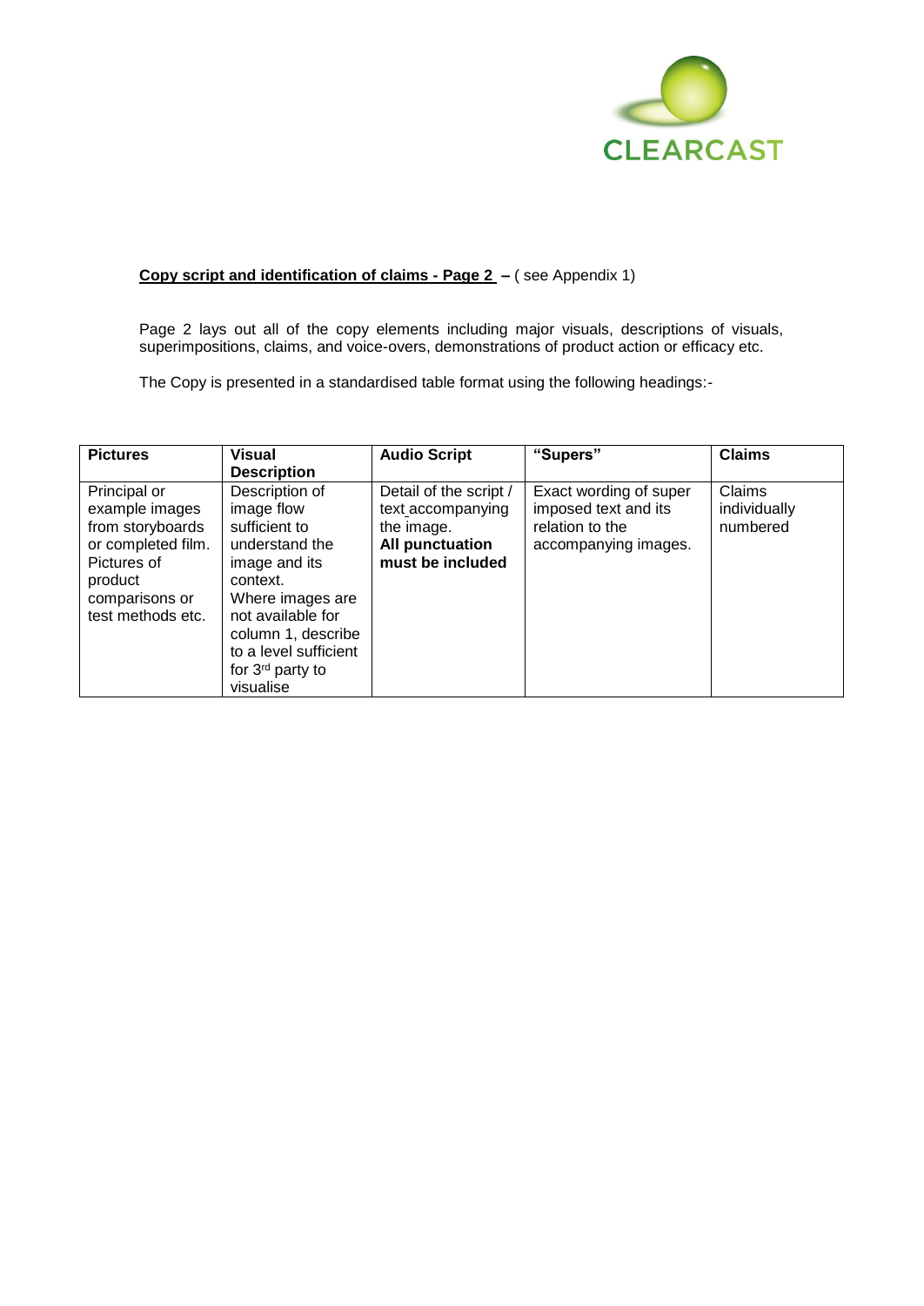**Copy script and identification of claims - Page 2 –** ( see Appendix 1)

Page 2 lays out all of the copy elements including major visuals, descriptions of visuals, superimpositions, claims, and voice-overs, demonstrations of product action or efficacy etc.

The Copy is presented in a standardised table format using the following headings:-

| **Pictures** | **Visual Description** | **Audio Script** | **"Supers"** | **Claims** |
|---|---|---|---|---|
| Principal or example images from storyboards or completed film. Pictures of product comparisons or test methods etc. | Description of image flow sufficient to understand the image and its context. Where images are not available for column 1, describe to a level sufficient for 3rd party to visualise | Detail of the script / text accompanying the image. **All punctuation must be included** | Exact wording of super imposed text and its relation to the accompanying images. | Claims individually numbered |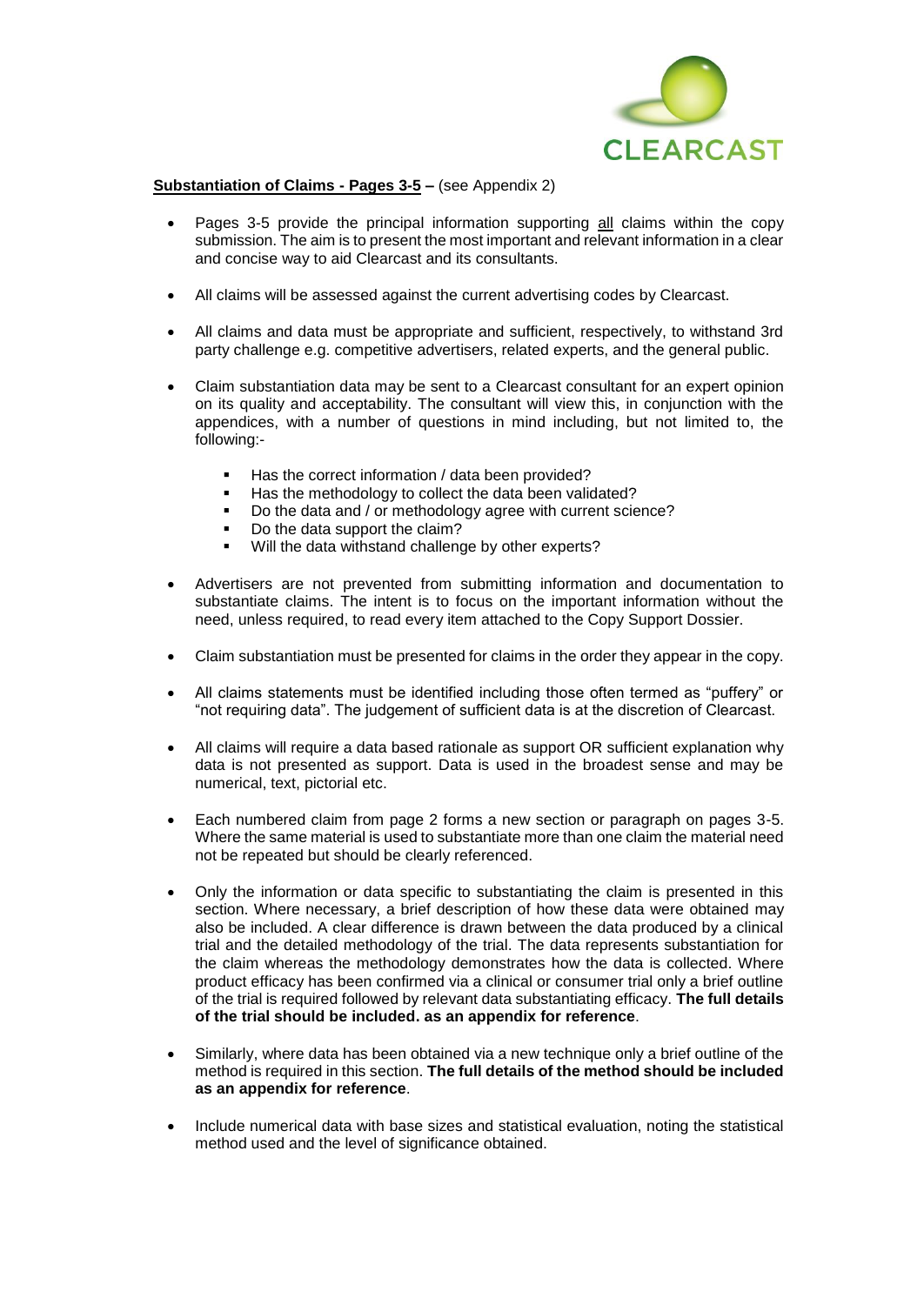**<u>Substantiation of Claims - Pages 3-5</u> –** (see Appendix 2)

- Pages 3-5 provide the principal information supporting <u>all</u> claims within the copy submission. The aim is to present the most important and relevant information in a clear and concise way to aid Clearcast and its consultants.
- All claims will be assessed against the current advertising codes by Clearcast.
- All claims and data must be appropriate and sufficient, respectively, to withstand 3rd party challenge e.g. competitive advertisers, related experts, and the general public.
- Claim substantiation data may be sent to a Clearcast consultant for an expert opinion on its quality and acceptability. The consultant will view this, in conjunction with the appendices, with a number of questions in mind including, but not limited to, the following:-
    - Has the correct information / data been provided?
    - Has the methodology to collect the data been validated?
    - Do the data and / or methodology agree with current science?
    - Do the data support the claim?
    - Will the data withstand challenge by other experts?
- Advertisers are not prevented from submitting information and documentation to substantiate claims. The intent is to focus on the important information without the need, unless required, to read every item attached to the Copy Support Dossier.
- Claim substantiation must be presented for claims in the order they appear in the copy.
- All claims statements must be identified including those often termed as "puffery" or "not requiring data". The judgement of sufficient data is at the discretion of Clearcast.
- All claims will require a data based rationale as support OR sufficient explanation why data is not presented as support. Data is used in the broadest sense and may be numerical, text, pictorial etc.
- Each numbered claim from page 2 forms a new section or paragraph on pages 3-5. Where the same material is used to substantiate more than one claim the material need not be repeated but should be clearly referenced.
- Only the information or data specific to substantiating the claim is presented in this section. Where necessary, a brief description of how these data were obtained may also be included. A clear difference is drawn between the data produced by a clinical trial and the detailed methodology of the trial. The data represents substantiation for the claim whereas the methodology demonstrates how the data is collected. Where product efficacy has been confirmed via a clinical or consumer trial only a brief outline of the trial is required followed by relevant data substantiating efficacy. **The full details of the trial should be included. as an appendix for reference**.
- Similarly, where data has been obtained via a new technique only a brief outline of the method is required in this section. **The full details of the method should be included as an appendix for reference**.
- Include numerical data with base sizes and statistical evaluation, noting the statistical method used and the level of significance obtained.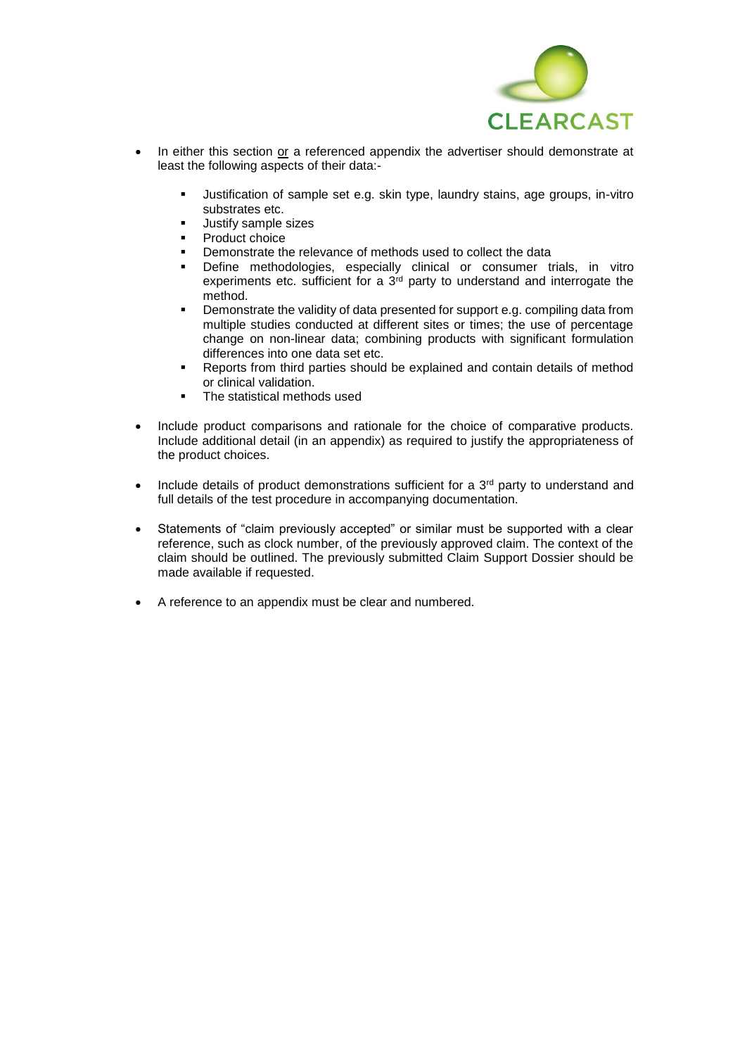- In either this section <u>or</u> a referenced appendix the advertiser should demonstrate at least the following aspects of their data:-
    - Justification of sample set e.g. skin type, laundry stains, age groups, in-vitro substrates etc.
    - Justify sample sizes
    - Product choice
    - Demonstrate the relevance of methods used to collect the data
    - Define methodologies, especially clinical or consumer trials, in vitro experiments etc. sufficient for a 3rd party to understand and interrogate the method.
    - Demonstrate the validity of data presented for support e.g. compiling data from multiple studies conducted at different sites or times; the use of percentage change on non-linear data; combining products with significant formulation differences into one data set etc.
    - Reports from third parties should be explained and contain details of method or clinical validation.
    - The statistical methods used

- Include product comparisons and rationale for the choice of comparative products. Include additional detail (in an appendix) as required to justify the appropriateness of the product choices.

- Include details of product demonstrations sufficient for a 3rd party to understand and full details of the test procedure in accompanying documentation.

- Statements of "claim previously accepted" or similar must be supported with a clear reference, such as clock number, of the previously approved claim. The context of the claim should be outlined. The previously submitted Claim Support Dossier should be made available if requested.

- A reference to an appendix must be clear and numbered.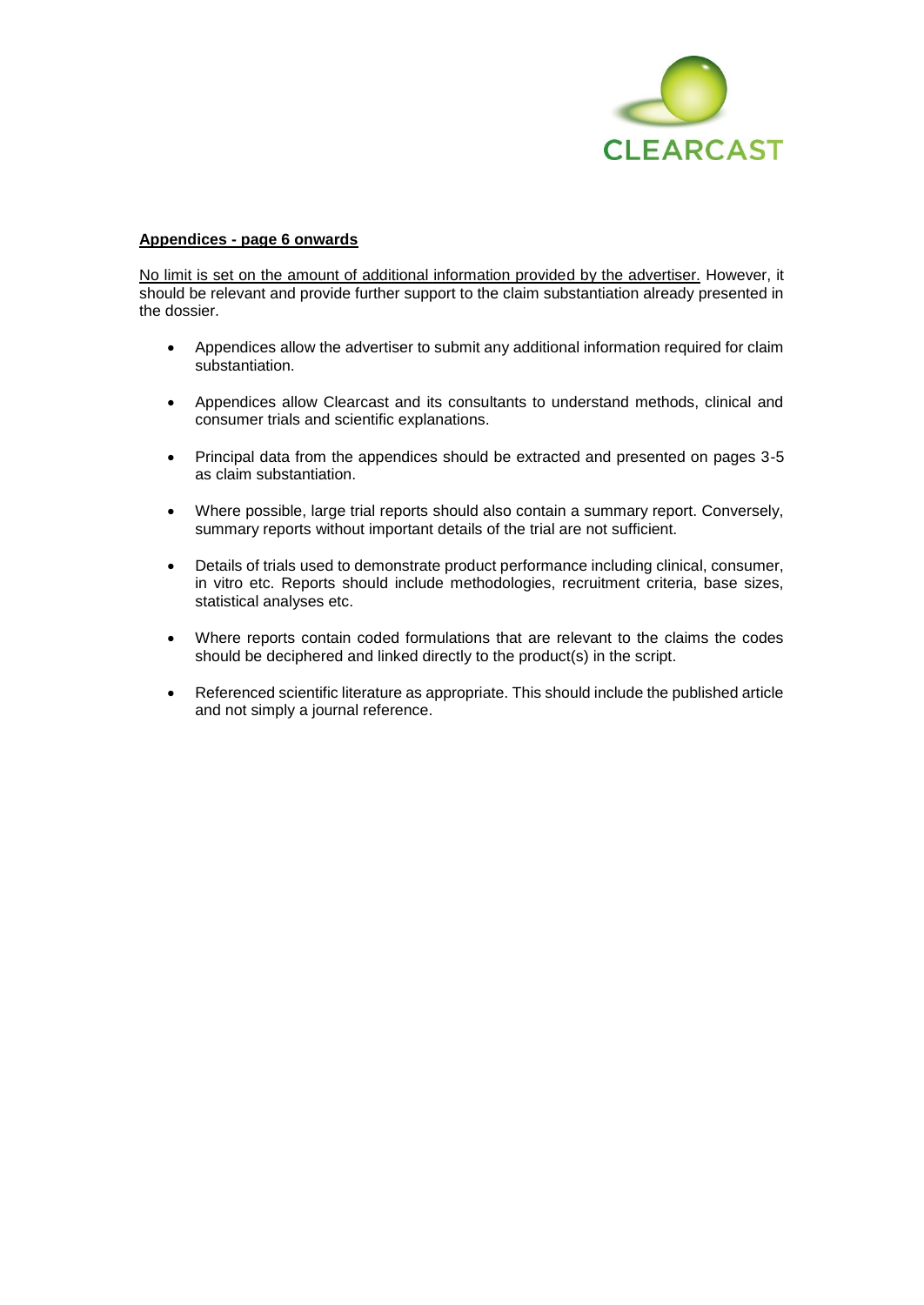**Appendices - page 6 onwards**

No limit is set on the amount of additional information provided by the advertiser. However, it should be relevant and provide further support to the claim substantiation already presented in the dossier.

- Appendices allow the advertiser to submit any additional information required for claim substantiation.
- Appendices allow Clearcast and its consultants to understand methods, clinical and consumer trials and scientific explanations.
- Principal data from the appendices should be extracted and presented on pages 3-5 as claim substantiation.
- Where possible, large trial reports should also contain a summary report. Conversely, summary reports without important details of the trial are not sufficient.
- Details of trials used to demonstrate product performance including clinical, consumer, in vitro etc. Reports should include methodologies, recruitment criteria, base sizes, statistical analyses etc.
- Where reports contain coded formulations that are relevant to the claims the codes should be deciphered and linked directly to the product(s) in the script.
- Referenced scientific literature as appropriate. This should include the published article and not simply a journal reference.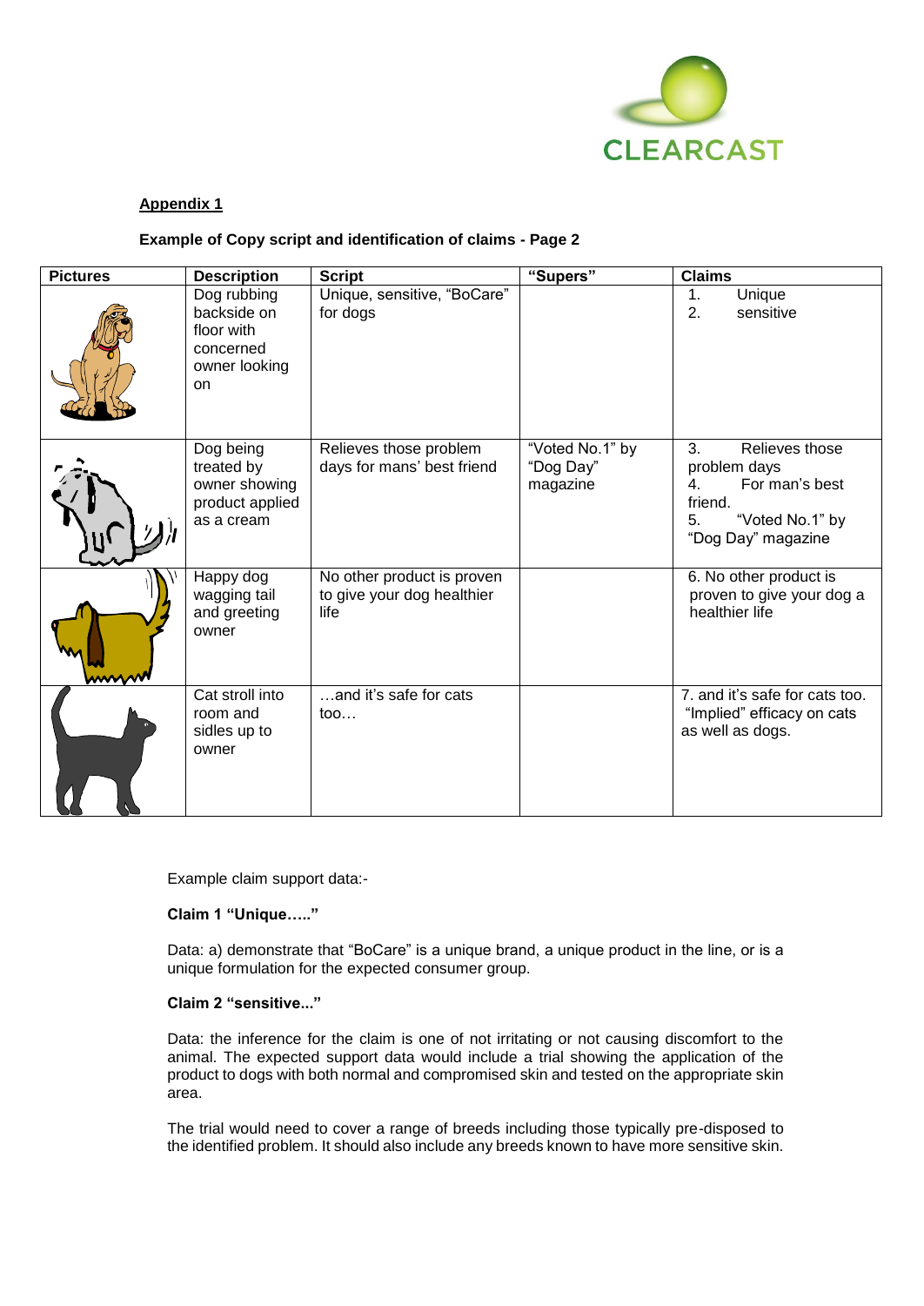**Appendix 1**

**Example of Copy script and identification of claims - Page 2**

| Pictures | Description | Script | "Supers" | Claims |
|---|---|---|---|---|
| | Dog rubbing backside on floor with concerned owner looking on | Unique, sensitive, "BoCare" for dogs | | 1. Unique<br>2. sensitive |
| | Dog being treated by owner showing product applied as a cream | Relieves those problem days for mans' best friend | "Voted No.1" by "Dog Day" magazine | 3. Relieves those problem days<br>4. For man's best friend.<br>5. "Voted No.1" by "Dog Day" magazine |
| | Happy dog wagging tail and greeting owner | No other product is proven to give your dog healthier life | | 6. No other product is proven to give your dog a healthier life |
| | Cat stroll into room and sidles up to owner | …and it's safe for cats too… | | 7. and it's safe for cats too. "Implied" efficacy on cats as well as dogs. |

Example claim support data:-

**Claim 1 "Unique….."**

Data: a) demonstrate that "BoCare" is a unique brand, a unique product in the line, or is a unique formulation for the expected consumer group.

**Claim 2 "sensitive..."**

Data: the inference for the claim is one of not irritating or not causing discomfort to the animal. The expected support data would include a trial showing the application of the product to dogs with both normal and compromised skin and tested on the appropriate skin area.

The trial would need to cover a range of breeds including those typically pre-disposed to the identified problem. It should also include any breeds known to have more sensitive skin.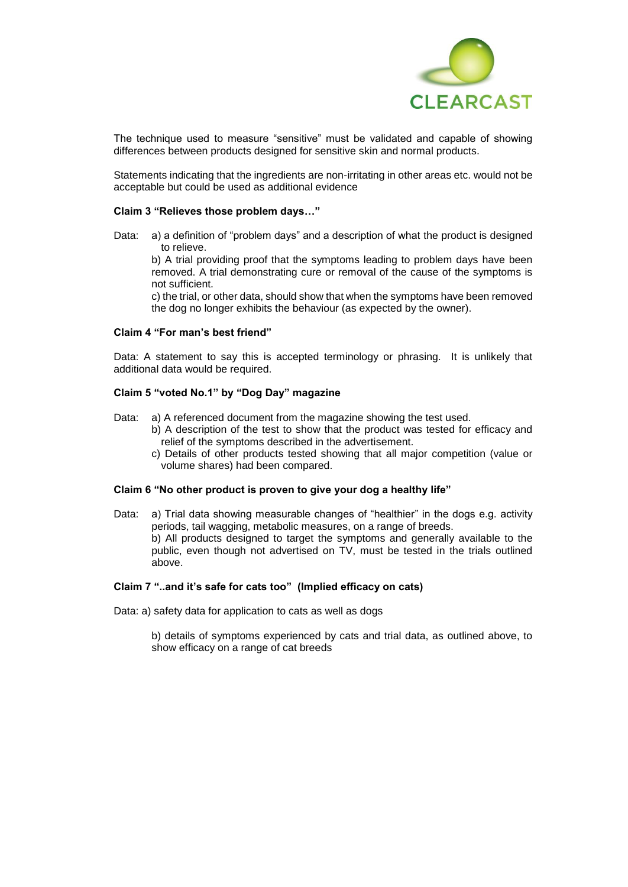The technique used to measure “sensitive” must be validated and capable of showing differences between products designed for sensitive skin and normal products.

Statements indicating that the ingredients are non-irritating in other areas etc. would not be acceptable but could be used as additional evidence

**Claim 3 “Relieves those problem days…”**

Data: a) a definition of “problem days” and a description of what the product is designed to relieve.

b) A trial providing proof that the symptoms leading to problem days have been removed. A trial demonstrating cure or removal of the cause of the symptoms is not sufficient.

c) the trial, or other data, should show that when the symptoms have been removed the dog no longer exhibits the behaviour (as expected by the owner).

**Claim 4 “For man’s best friend”**

Data: A statement to say this is accepted terminology or phrasing. It is unlikely that additional data would be required.

**Claim 5 “voted No.1” by “Dog Day” magazine**

Data: a) A referenced document from the magazine showing the test used.

b) A description of the test to show that the product was tested for efficacy and relief of the symptoms described in the advertisement.

c) Details of other products tested showing that all major competition (value or volume shares) had been compared.

**Claim 6 “No other product is proven to give your dog a healthy life”**

Data: a) Trial data showing measurable changes of “healthier” in the dogs e.g. activity periods, tail wagging, metabolic measures, on a range of breeds.

b) All products designed to target the symptoms and generally available to the public, even though not advertised on TV, must be tested in the trials outlined above.

**Claim 7 “..and it’s safe for cats too” (Implied efficacy on cats)**

Data: a) safety data for application to cats as well as dogs

b) details of symptoms experienced by cats and trial data, as outlined above, to show efficacy on a range of cat breeds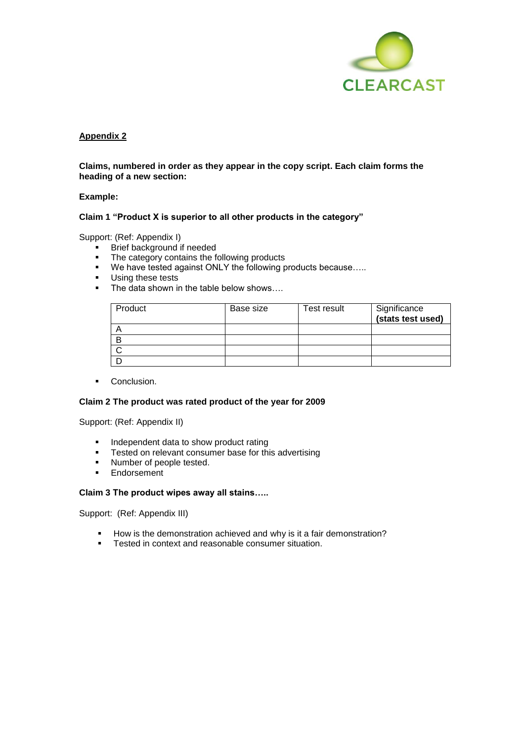**Appendix 2**

**Claims, numbered in order as they appear in the copy script. Each claim forms the heading of a new section:**

**Example:**

**Claim 1 "Product X is superior to all other products in the category"**

Support: (Ref: Appendix I)

- Brief background if needed
- The category contains the following products
- We have tested against ONLY the following products because…..
- Using these tests
- The data shown in the table below shows….

| Product | Base size | Test result | Significance **(stats test used)** |
|---|---|---|---|
| A | | | |
| B | | | |
| C | | | |
| D | | | |

- Conclusion.

**Claim 2 The product was rated product of the year for 2009**

Support: (Ref: Appendix II)

- Independent data to show product rating
- Tested on relevant consumer base for this advertising
- Number of people tested.
- Endorsement

**Claim 3 The product wipes away all stains…..**

Support: (Ref: Appendix III)

- How is the demonstration achieved and why is it a fair demonstration?
- Tested in context and reasonable consumer situation.